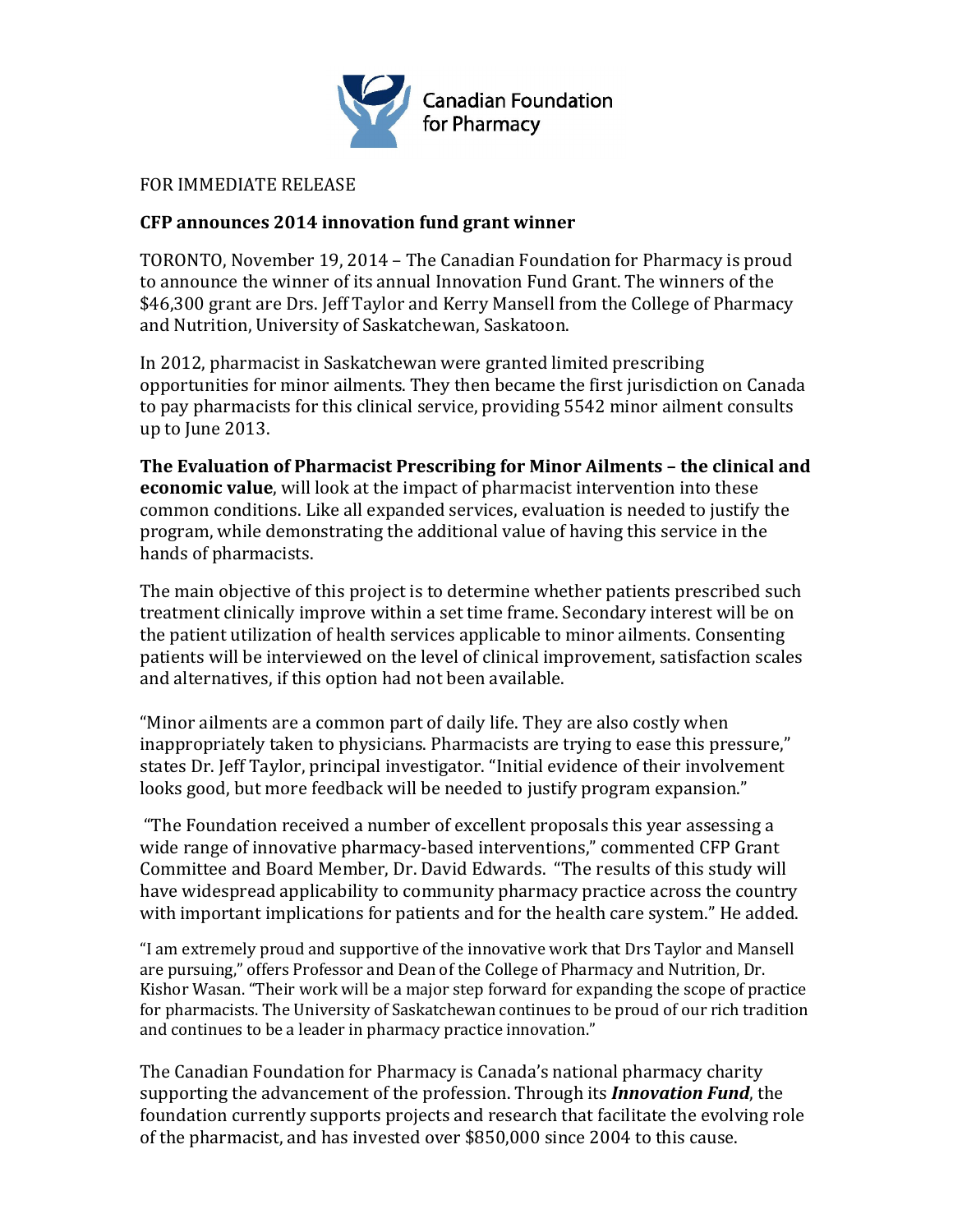Canadian Foundation for Pharmacy

FOR IMMEDIATE RELEASE

**CFP announces 2014 innovation fund grant winner**

TORONTO, November 19, 2014 – The Canadian Foundation for Pharmacy is proud to announce the winner of its annual Innovation Fund Grant. The winners of the $46,300 grant are Drs. Jeff Taylor and Kerry Mansell from the College of Pharmacy and Nutrition, University of Saskatchewan, Saskatoon.

In 2012, pharmacist in Saskatchewan were granted limited prescribing opportunities for minor ailments. They then became the first jurisdiction on Canada to pay pharmacists for this clinical service, providing 5542 minor ailment consults up to June 2013.

**The Evaluation of Pharmacist Prescribing for Minor Ailments – the clinical and economic value**, will look at the impact of pharmacist intervention into these common conditions. Like all expanded services, evaluation is needed to justify the program, while demonstrating the additional value of having this service in the hands of pharmacists.

The main objective of this project is to determine whether patients prescribed such treatment clinically improve within a set time frame. Secondary interest will be on the patient utilization of health services applicable to minor ailments. Consenting patients will be interviewed on the level of clinical improvement, satisfaction scales and alternatives, if this option had not been available.

"Minor ailments are a common part of daily life. They are also costly when inappropriately taken to physicians. Pharmacists are trying to ease this pressure," states Dr. Jeff Taylor, principal investigator. "Initial evidence of their involvement looks good, but more feedback will be needed to justify program expansion."

"The Foundation received a number of excellent proposals this year assessing a wide range of innovative pharmacy-based interventions," commented CFP Grant Committee and Board Member, Dr. David Edwards. "The results of this study will have widespread applicability to community pharmacy practice across the country with important implications for patients and for the health care system." He added.

"I am extremely proud and supportive of the innovative work that Drs Taylor and Mansell are pursuing," offers Professor and Dean of the College of Pharmacy and Nutrition, Dr. Kishor Wasan. "Their work will be a major step forward for expanding the scope of practice for pharmacists. The University of Saskatchewan continues to be proud of our rich tradition and continues to be a leader in pharmacy practice innovation."

The Canadian Foundation for Pharmacy is Canada's national pharmacy charity supporting the advancement of the profession. Through its ***Innovation Fund***, the foundation currently supports projects and research that facilitate the evolving role of the pharmacist, and has invested over $850,000 since 2004 to this cause.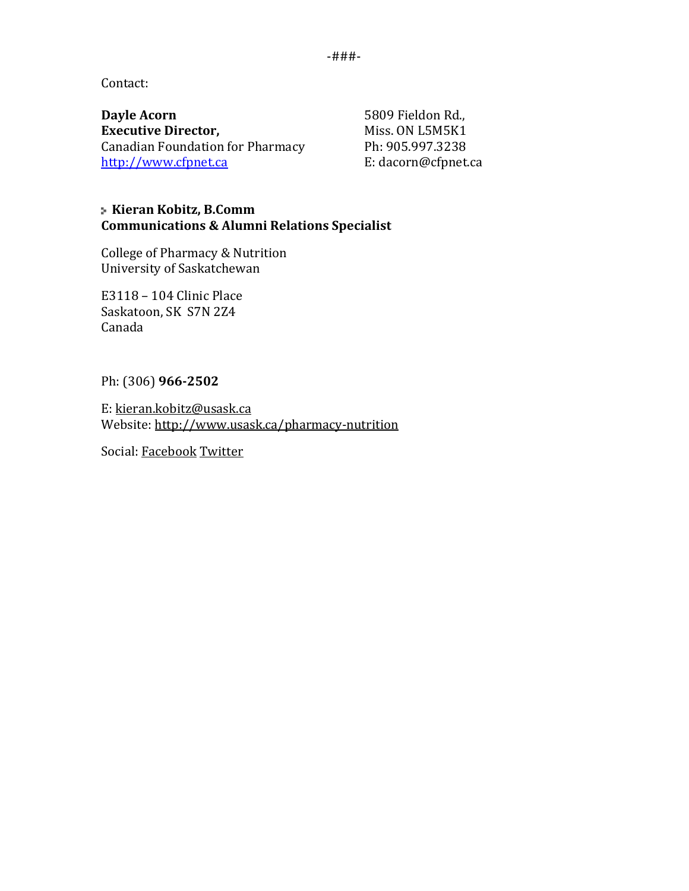-###-

Contact:

**Dayle Acorn**
**Executive Director,**
Canadian Foundation for Pharmacy
http://www.cfpnet.ca

5809 Fieldon Rd.,
Miss. ON L5M5K1
Ph: 905.997.3238
E: dacorn@cfpnet.ca

**Kieran Kobitz, B.Comm**
**Communications & Alumni Relations Specialist**

College of Pharmacy & Nutrition
University of Saskatchewan

E3118 – 104 Clinic Place
Saskatoon, SK S7N 2Z4
Canada

Ph: (306) **966-2502**

E: kieran.kobitz@usask.ca
Website: http://www.usask.ca/pharmacy-nutrition

Social: Facebook Twitter